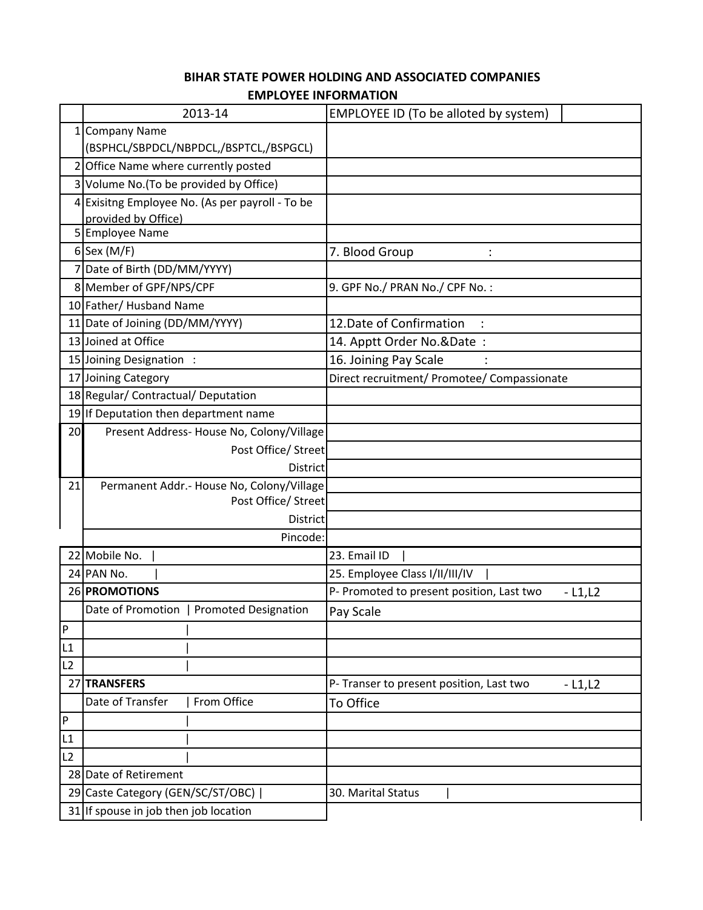# BIHAR STATE POWER HOLDING AND ASSOCIATED COMPANIES

## EMPLOYEE INFORMATION

| | 2013-14 | EMPLOYEE ID (To be alloted by system) | |
|---|---|---|---|
| 1 | Company Name (BSPHCL/SBPDCL/NBPDCL,/BSPTCL,/BSPGCL) | | |
| 2 | Office Name where currently posted | | |
| 3 | Volume No.(To be provided by Office) | | |
| 4 | Exisitng Employee No. (As per payroll - To be provided by Office) | | |
| 5 | Employee Name | | |
| 6 | Sex (M/F) | 7. Blood Group : | |
| 7 | Date of Birth (DD/MM/YYYY) | | |
| 8 | Member of GPF/NPS/CPF | 9. GPF No./ PRAN No./ CPF No. : | |
| 10 | Father/ Husband Name | | |
| 11 | Date of Joining (DD/MM/YYYY) | 12.Date of Confirmation : | |
| 13 | Joined at Office | 14. Apptt Order No.&Date : | |
| 15 | Joining Designation : | 16. Joining Pay Scale : | |
| 17 | Joining Category | Direct recruitment/ Promotee/ Compassionate | |
| 18 | Regular/ Contractual/ Deputation | | |
| 19 | If Deputation then department name | | |
| 20 | Present Address- House No, Colony/Village | | |
| | Post Office/ Street | | |
| | District | | |
| 21 | Permanent Addr.- House No, Colony/Village | | |
| | Post Office/ Street | | |
| | District | | |
| | Pincode: | | |
| 22 | Mobile No. \| | 23. Email ID \| | |
| 24 | PAN No. \| | 25. Employee Class I/II/III/IV \| | |
| 26 | **PROMOTIONS** | P- Promoted to present position, Last two - L1,L2 | |
| | Date of Promotion \| Promoted Designation | Pay Scale | |
| P | \| | | |
| L1 | \| | | |
| L2 | \| | | |
| 27 | **TRANSFERS** | P- Transer to present position, Last two - L1,L2 | |
| | Date of Transfer \| From Office | To Office | |
| P | \| | | |
| L1 | \| | | |
| L2 | \| | | |
| 28 | Date of Retirement | | |
| 29 | Caste Category (GEN/SC/ST/OBC) \| | 30. Marital Status \| | |
| 31 | If spouse in job then job location | | |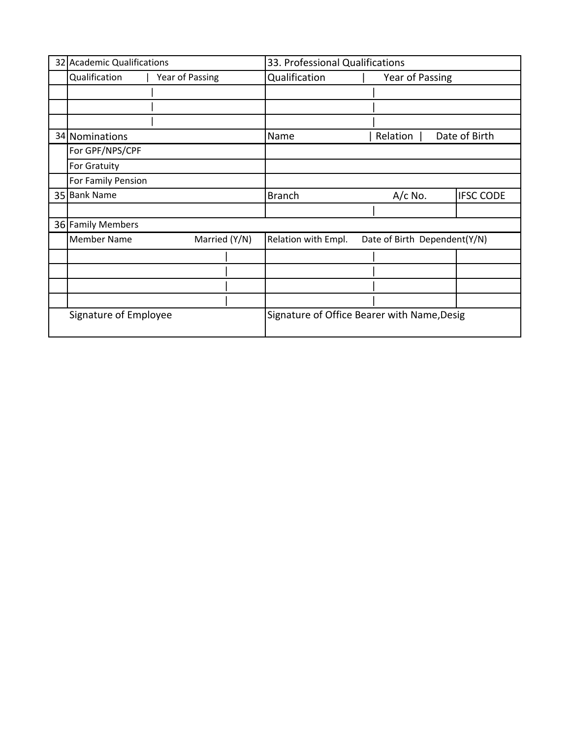| | | | | | |
|---|---|---|---|---|---|
| 32 | Academic Qualifications | | 33. Professional Qualifications | | |
| | Qualification | Year of Passing | Qualification | Year of Passing | |
| | | | | | |
| | | | | | |
| | | | | | |
| 34 | Nominations | | Name | Relation | Date of Birth |
| | For GPF/NPS/CPF | | | | |
| | For Gratuity | | | | |
| | For Family Pension | | | | |
| 35 | Bank Name | | Branch | A/c No. | IFSC CODE |
| | | | | | |
| 36 | Family Members | | | | |
| | Member Name | Married (Y/N) | Relation with Empl. | Date of Birth | Dependent(Y/N) |
| | | | | | |
| | | | | | |
| | | | | | |
| | | | | | |
| | Signature of Employee | | Signature of Office Bearer with Name,Desig | | |